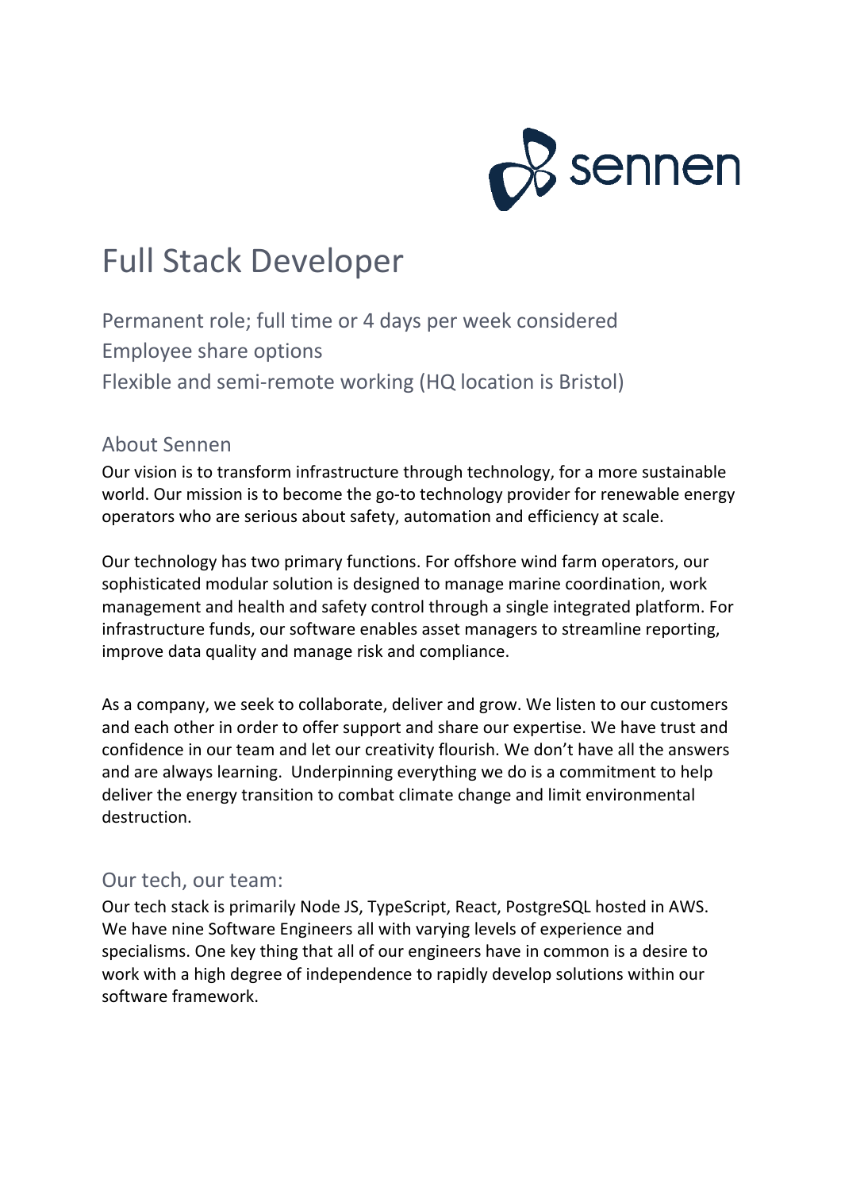sennen

# Full Stack Developer

Permanent role; full time or 4 days per week considered
Employee share options
Flexible and semi-remote working (HQ location is Bristol)

## About Sennen

Our vision is to transform infrastructure through technology, for a more sustainable world. Our mission is to become the go-to technology provider for renewable energy operators who are serious about safety, automation and efficiency at scale.

Our technology has two primary functions. For offshore wind farm operators, our sophisticated modular solution is designed to manage marine coordination, work management and health and safety control through a single integrated platform. For infrastructure funds, our software enables asset managers to streamline reporting, improve data quality and manage risk and compliance.

As a company, we seek to collaborate, deliver and grow. We listen to our customers and each other in order to offer support and share our expertise. We have trust and confidence in our team and let our creativity flourish. We don't have all the answers and are always learning. Underpinning everything we do is a commitment to help deliver the energy transition to combat climate change and limit environmental destruction.

## Our tech, our team:

Our tech stack is primarily Node JS, TypeScript, React, PostgreSQL hosted in AWS. We have nine Software Engineers all with varying levels of experience and specialisms. One key thing that all of our engineers have in common is a desire to work with a high degree of independence to rapidly develop solutions within our software framework.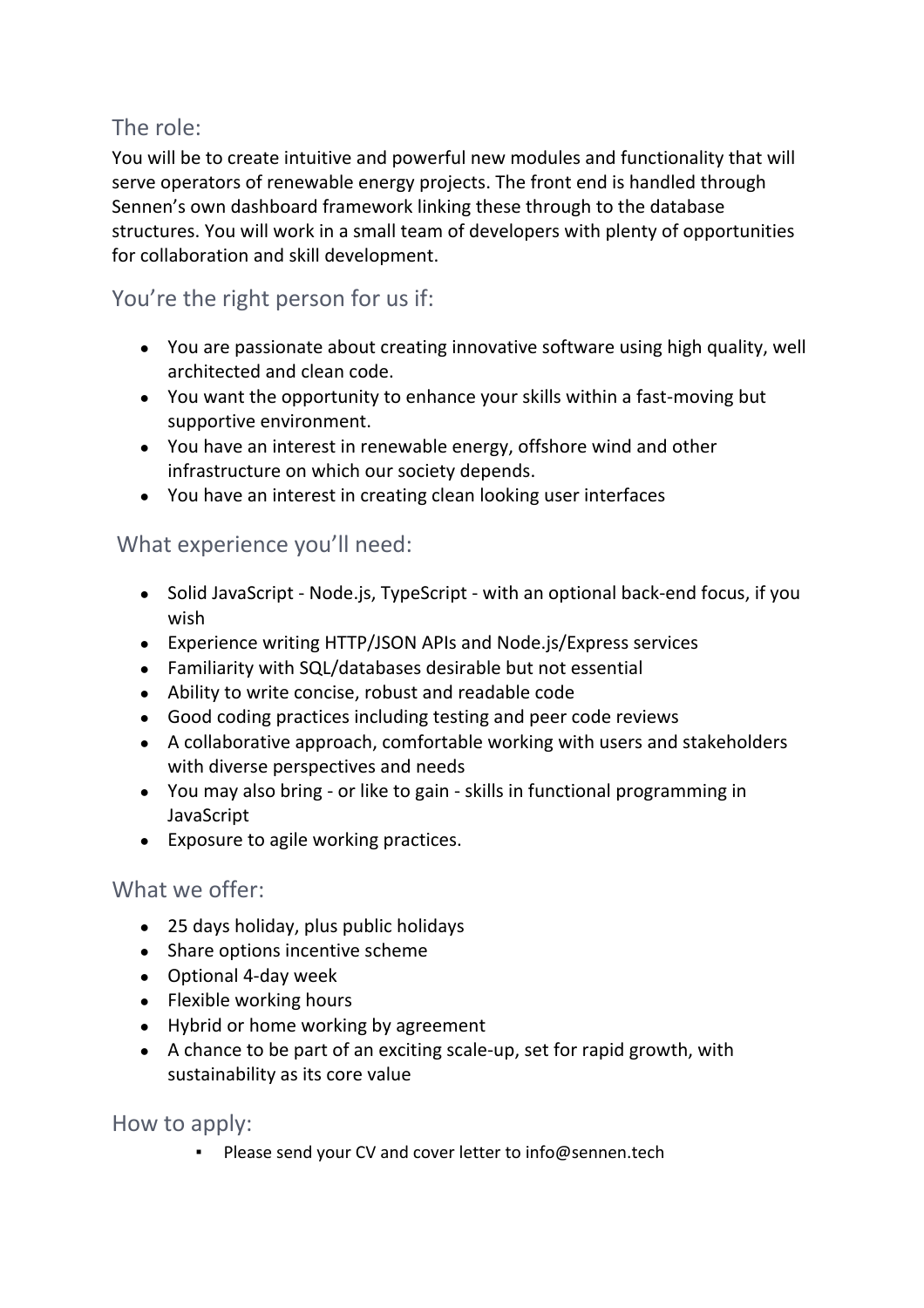## The role:

You will be to create intuitive and powerful new modules and functionality that will serve operators of renewable energy projects. The front end is handled through Sennen's own dashboard framework linking these through to the database structures. You will work in a small team of developers with plenty of opportunities for collaboration and skill development.

## You're the right person for us if:

- You are passionate about creating innovative software using high quality, well architected and clean code.
- You want the opportunity to enhance your skills within a fast-moving but supportive environment.
- You have an interest in renewable energy, offshore wind and other infrastructure on which our society depends.
- You have an interest in creating clean looking user interfaces

## What experience you'll need:

- Solid JavaScript - Node.js, TypeScript - with an optional back-end focus, if you wish
- Experience writing HTTP/JSON APIs and Node.js/Express services
- Familiarity with SQL/databases desirable but not essential
- Ability to write concise, robust and readable code
- Good coding practices including testing and peer code reviews
- A collaborative approach, comfortable working with users and stakeholders with diverse perspectives and needs
- You may also bring - or like to gain - skills in functional programming in JavaScript
- Exposure to agile working practices.

## What we offer:

- 25 days holiday, plus public holidays
- Share options incentive scheme
- Optional 4-day week
- Flexible working hours
- Hybrid or home working by agreement
- A chance to be part of an exciting scale-up, set for rapid growth, with sustainability as its core value

## How to apply:

- Please send your CV and cover letter to info@sennen.tech